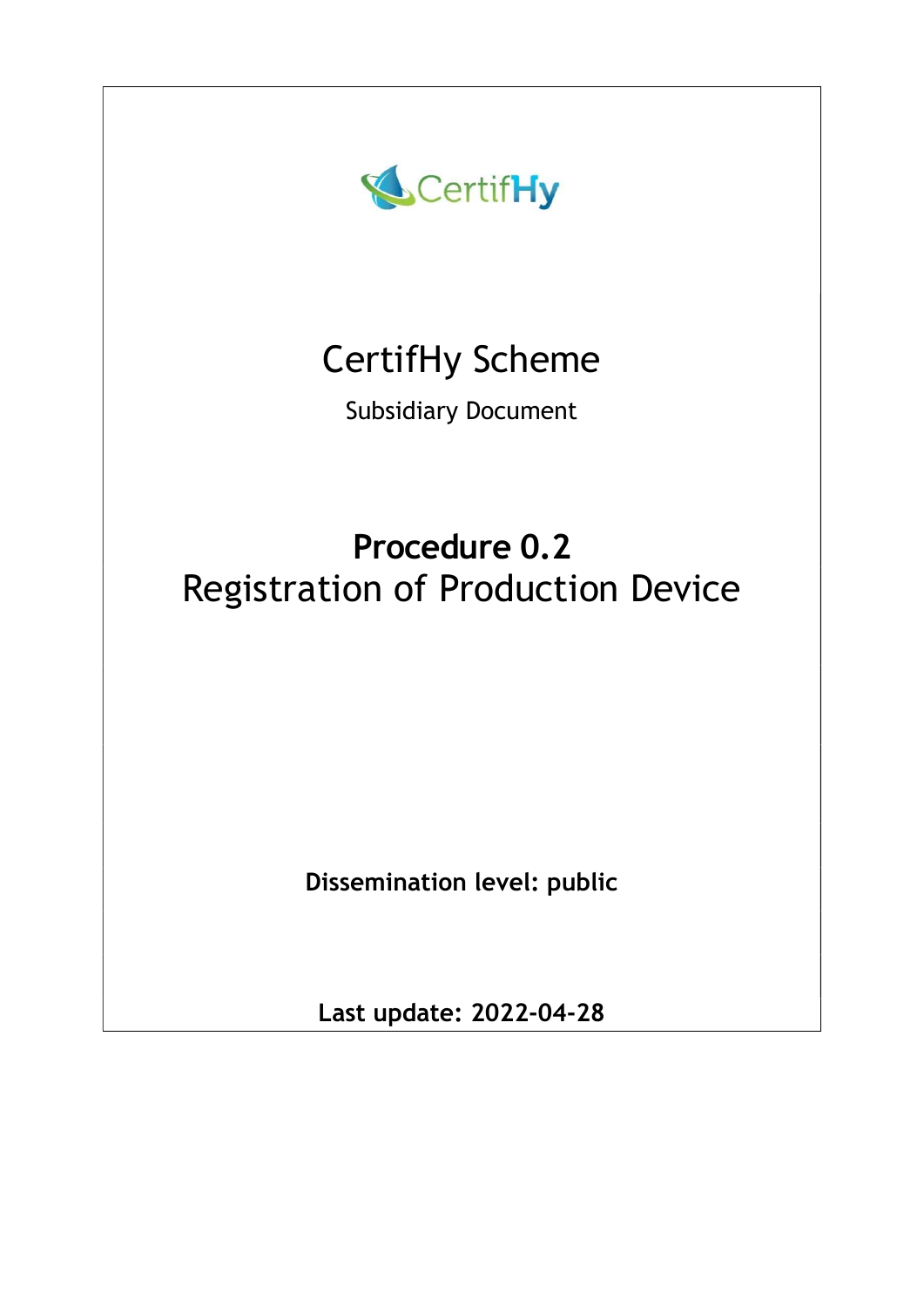CertifHy

# CertifHy Scheme

Subsidiary Document

## **Procedure 0.2**
## Registration of Production Device

**Dissemination level: public**

**Last update: 2022-04-28**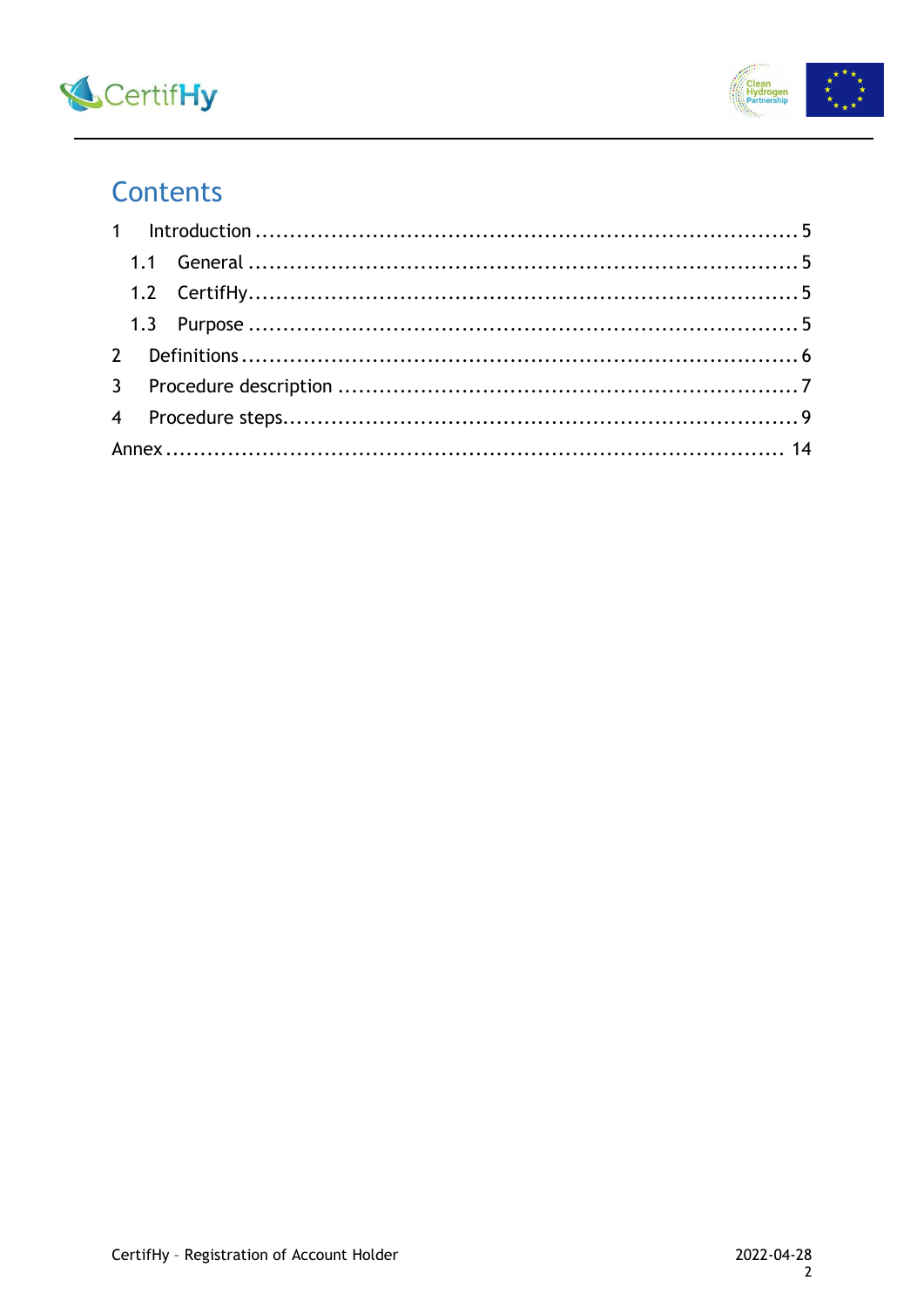# Contents

1 Introduction ........................................................................ 5

  1.1 General ........................................................................ 5

  1.2 CertifHy........................................................................ 5

  1.3 Purpose ........................................................................ 5

2 Definitions ........................................................................ 6

3 Procedure description ........................................................................ 7

4 Procedure steps........................................................................ 9

Annex ........................................................................ 14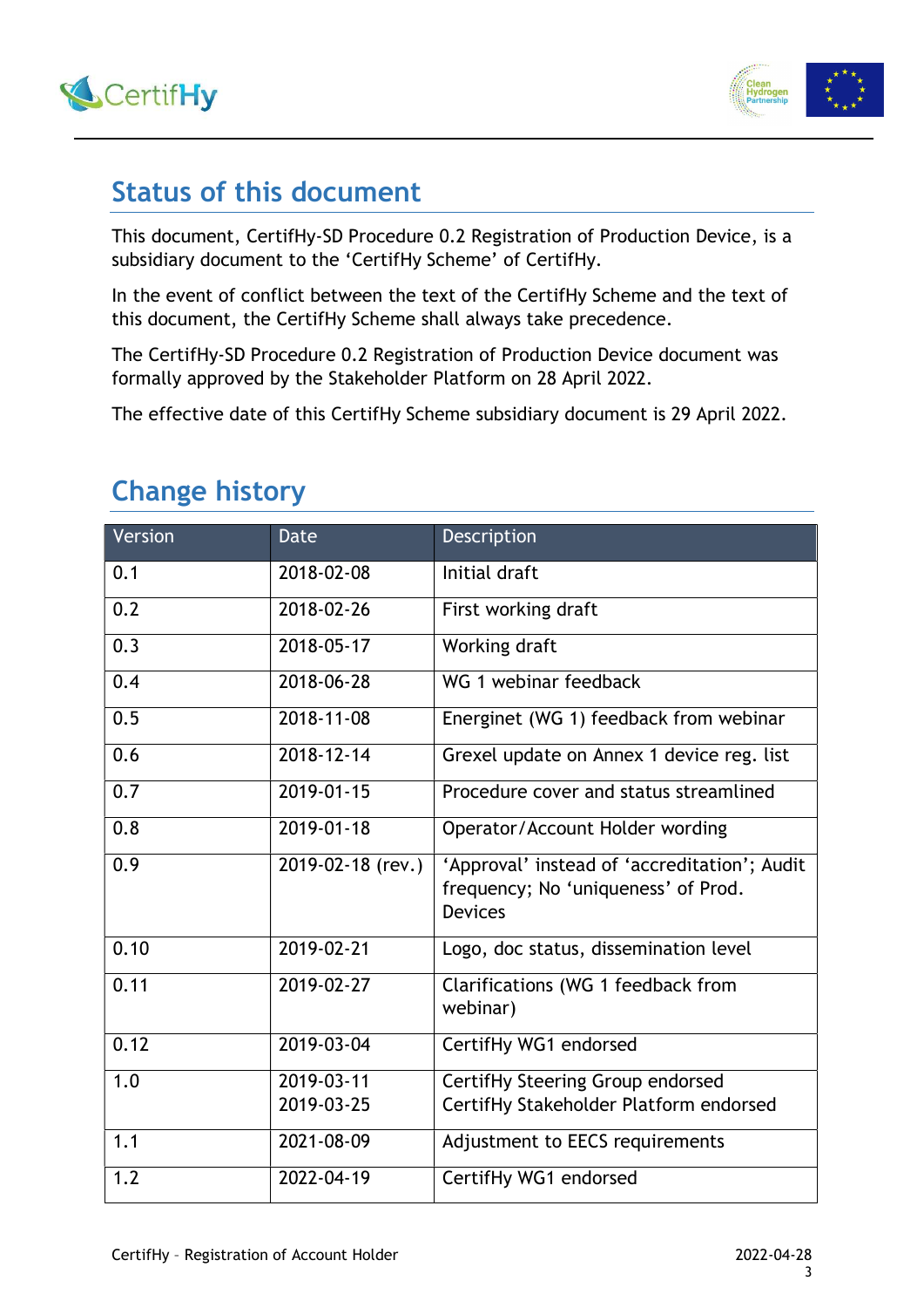## Status of this document

This document, CertifHy-SD Procedure 0.2 Registration of Production Device, is a subsidiary document to the 'CertifHy Scheme' of CertifHy.

In the event of conflict between the text of the CertifHy Scheme and the text of this document, the CertifHy Scheme shall always take precedence.

The CertifHy-SD Procedure 0.2 Registration of Production Device document was formally approved by the Stakeholder Platform on 28 April 2022.

The effective date of this CertifHy Scheme subsidiary document is 29 April 2022.

## Change history

| Version | Date | Description |
|---|---|---|
| 0.1 | 2018-02-08 | Initial draft |
| 0.2 | 2018-02-26 | First working draft |
| 0.3 | 2018-05-17 | Working draft |
| 0.4 | 2018-06-28 | WG 1 webinar feedback |
| 0.5 | 2018-11-08 | Energinet (WG 1) feedback from webinar |
| 0.6 | 2018-12-14 | Grexel update on Annex 1 device reg. list |
| 0.7 | 2019-01-15 | Procedure cover and status streamlined |
| 0.8 | 2019-01-18 | Operator/Account Holder wording |
| 0.9 | 2019-02-18 (rev.) | 'Approval' instead of 'accreditation'; Audit frequency; No 'uniqueness' of Prod. Devices |
| 0.10 | 2019-02-21 | Logo, doc status, dissemination level |
| 0.11 | 2019-02-27 | Clarifications (WG 1 feedback from webinar) |
| 0.12 | 2019-03-04 | CertifHy WG1 endorsed |
| 1.0 | 2019-03-11<br>2019-03-25 | CertifHy Steering Group endorsed<br>CertifHy Stakeholder Platform endorsed |
| 1.1 | 2021-08-09 | Adjustment to EECS requirements |
| 1.2 | 2022-04-19 | CertifHy WG1 endorsed |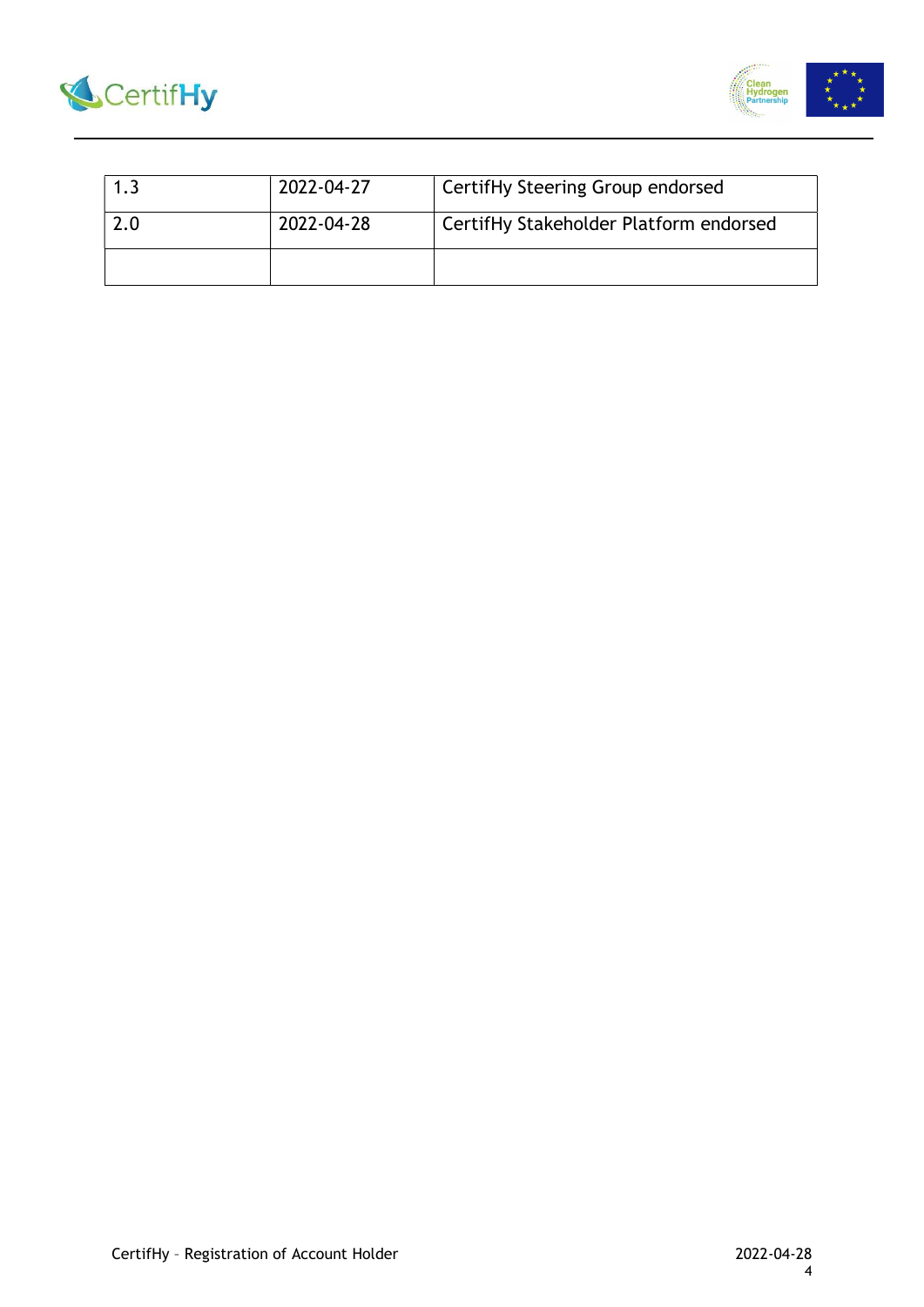| 1.3 | 2022-04-27 | CertifHy Steering Group endorsed |
| --- | --- | --- |
| 2.0 | 2022-04-28 | CertifHy Stakeholder Platform endorsed |
| | | |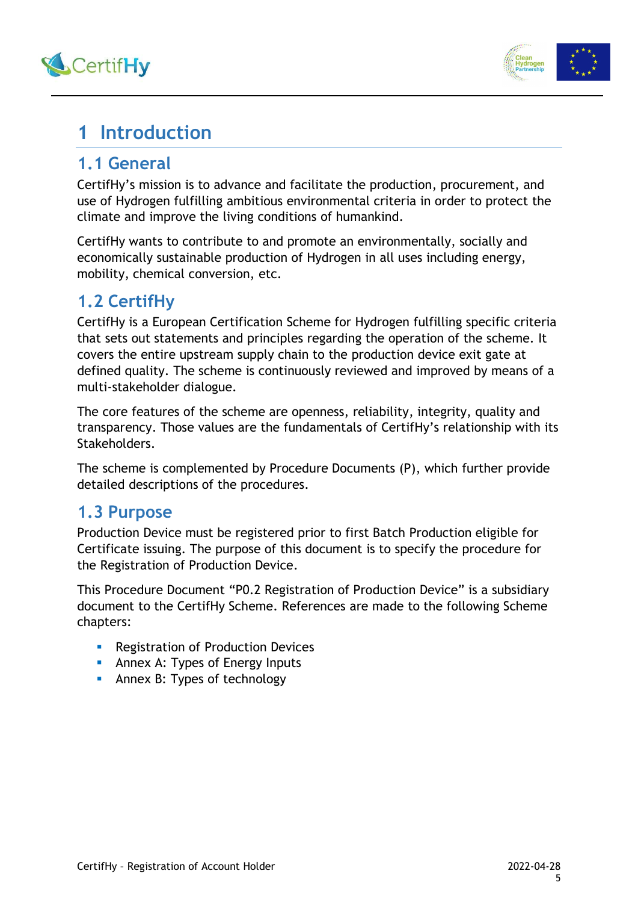# 1 Introduction

## 1.1 General

CertifHy's mission is to advance and facilitate the production, procurement, and use of Hydrogen fulfilling ambitious environmental criteria in order to protect the climate and improve the living conditions of humankind.

CertifHy wants to contribute to and promote an environmentally, socially and economically sustainable production of Hydrogen in all uses including energy, mobility, chemical conversion, etc.

## 1.2 CertifHy

CertifHy is a European Certification Scheme for Hydrogen fulfilling specific criteria that sets out statements and principles regarding the operation of the scheme. It covers the entire upstream supply chain to the production device exit gate at defined quality. The scheme is continuously reviewed and improved by means of a multi-stakeholder dialogue.

The core features of the scheme are openness, reliability, integrity, quality and transparency. Those values are the fundamentals of CertifHy's relationship with its Stakeholders.

The scheme is complemented by Procedure Documents (P), which further provide detailed descriptions of the procedures.

## 1.3 Purpose

Production Device must be registered prior to first Batch Production eligible for Certificate issuing. The purpose of this document is to specify the procedure for the Registration of Production Device.

This Procedure Document "P0.2 Registration of Production Device" is a subsidiary document to the CertifHy Scheme. References are made to the following Scheme chapters:

- Registration of Production Devices
- Annex A: Types of Energy Inputs
- Annex B: Types of technology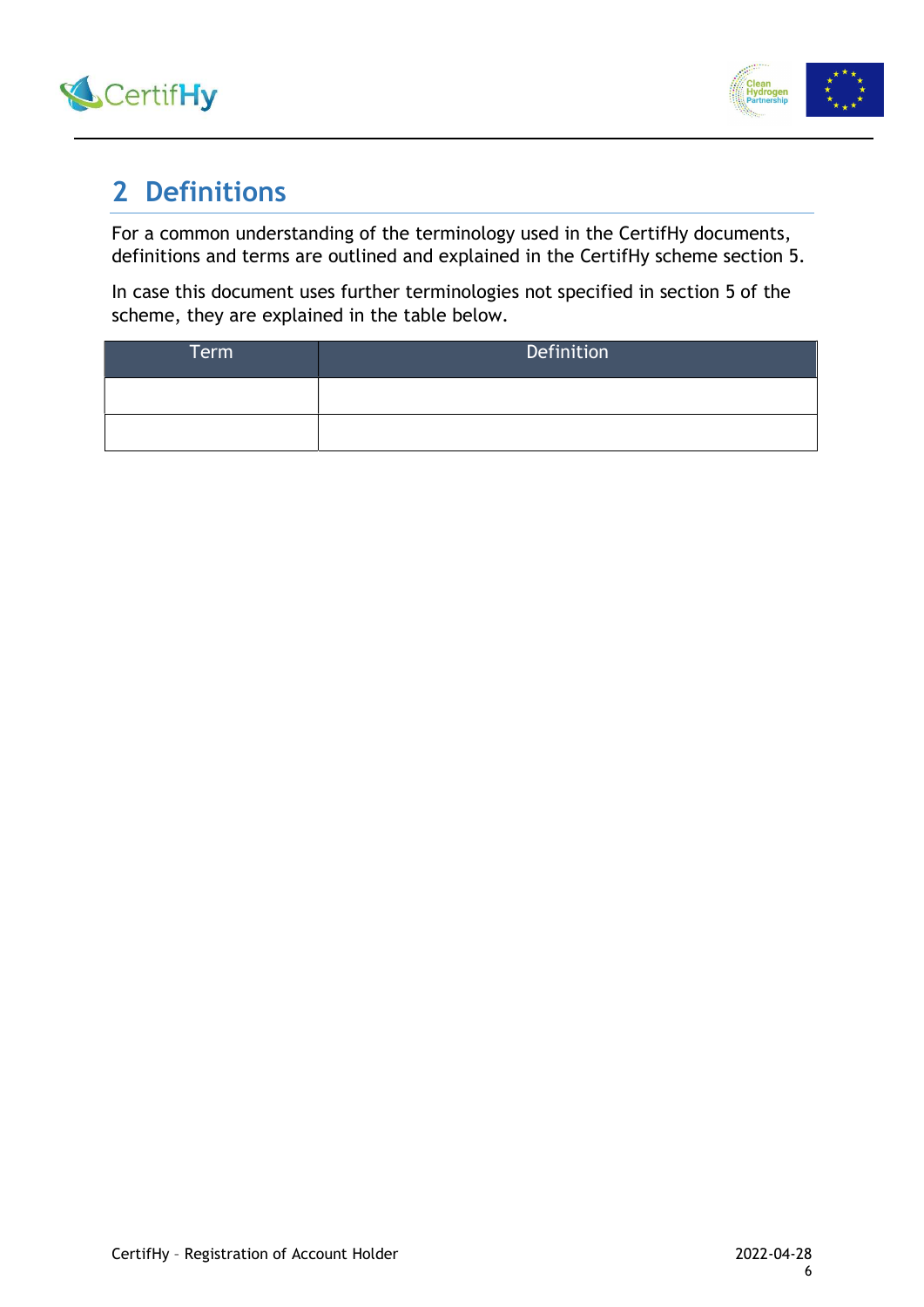## 2 Definitions

For a common understanding of the terminology used in the CertifHy documents, definitions and terms are outlined and explained in the CertifHy scheme section 5.

In case this document uses further terminologies not specified in section 5 of the scheme, they are explained in the table below.

| Term | Definition |
| --- | --- |
| | |
| | |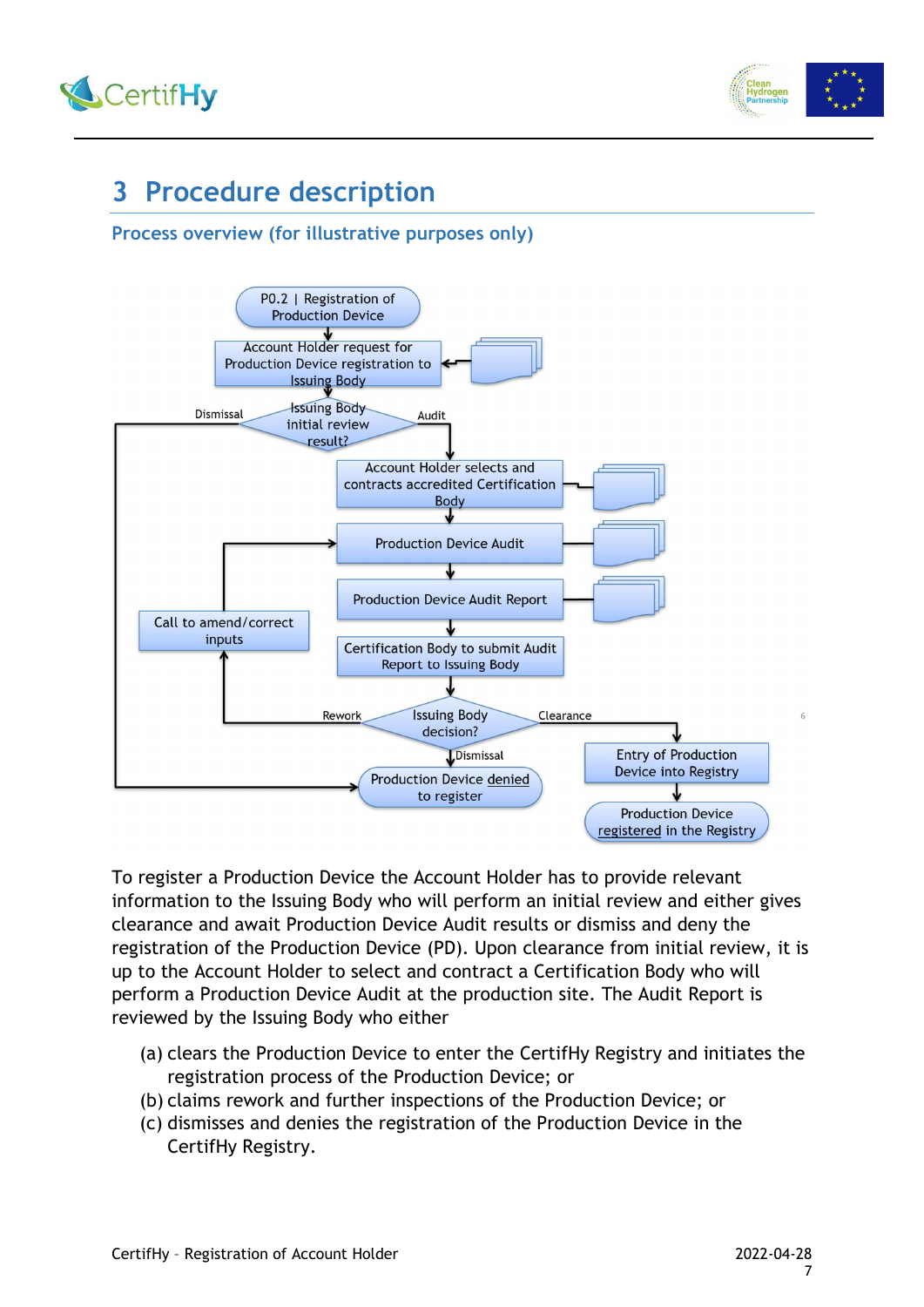# 3 Procedure description

## Process overview (for illustrative purposes only)

To register a Production Device the Account Holder has to provide relevant information to the Issuing Body who will perform an initial review and either gives clearance and await Production Device Audit results or dismiss and deny the registration of the Production Device (PD). Upon clearance from initial review, it is up to the Account Holder to select and contract a Certification Body who will perform a Production Device Audit at the production site. The Audit Report is reviewed by the Issuing Body who either

(a) clears the Production Device to enter the CertifHy Registry and initiates the registration process of the Production Device; or
(b) claims rework and further inspections of the Production Device; or
(c) dismisses and denies the registration of the Production Device in the CertifHy Registry.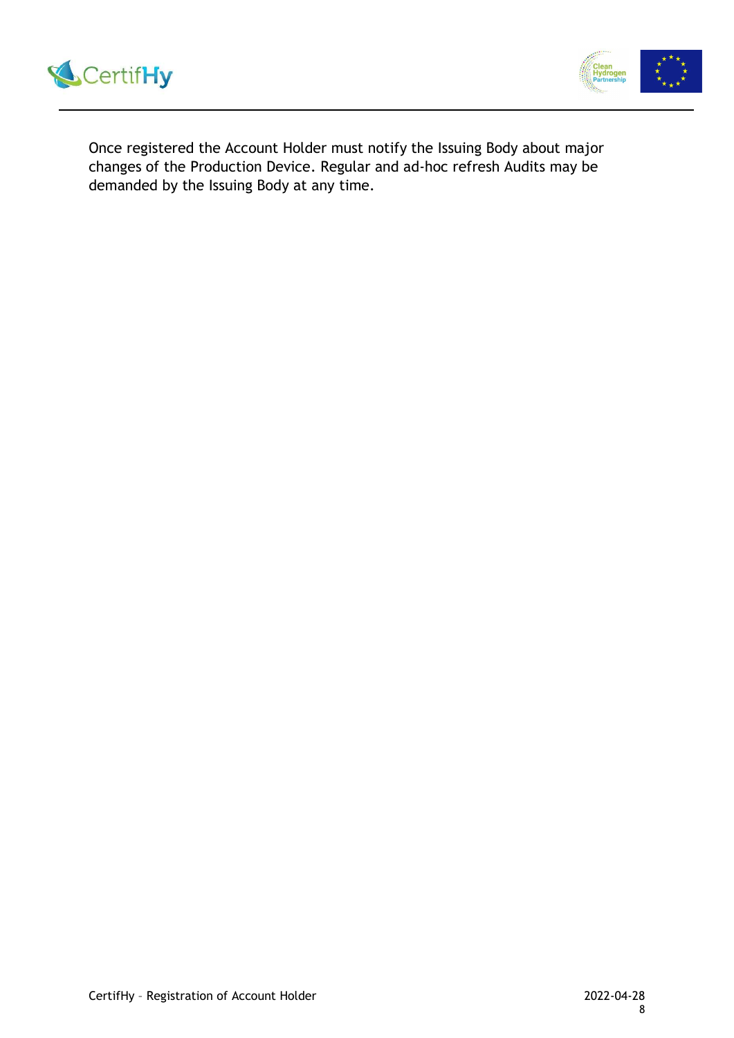Once registered the Account Holder must notify the Issuing Body about major changes of the Production Device. Regular and ad-hoc refresh Audits may be demanded by the Issuing Body at any time.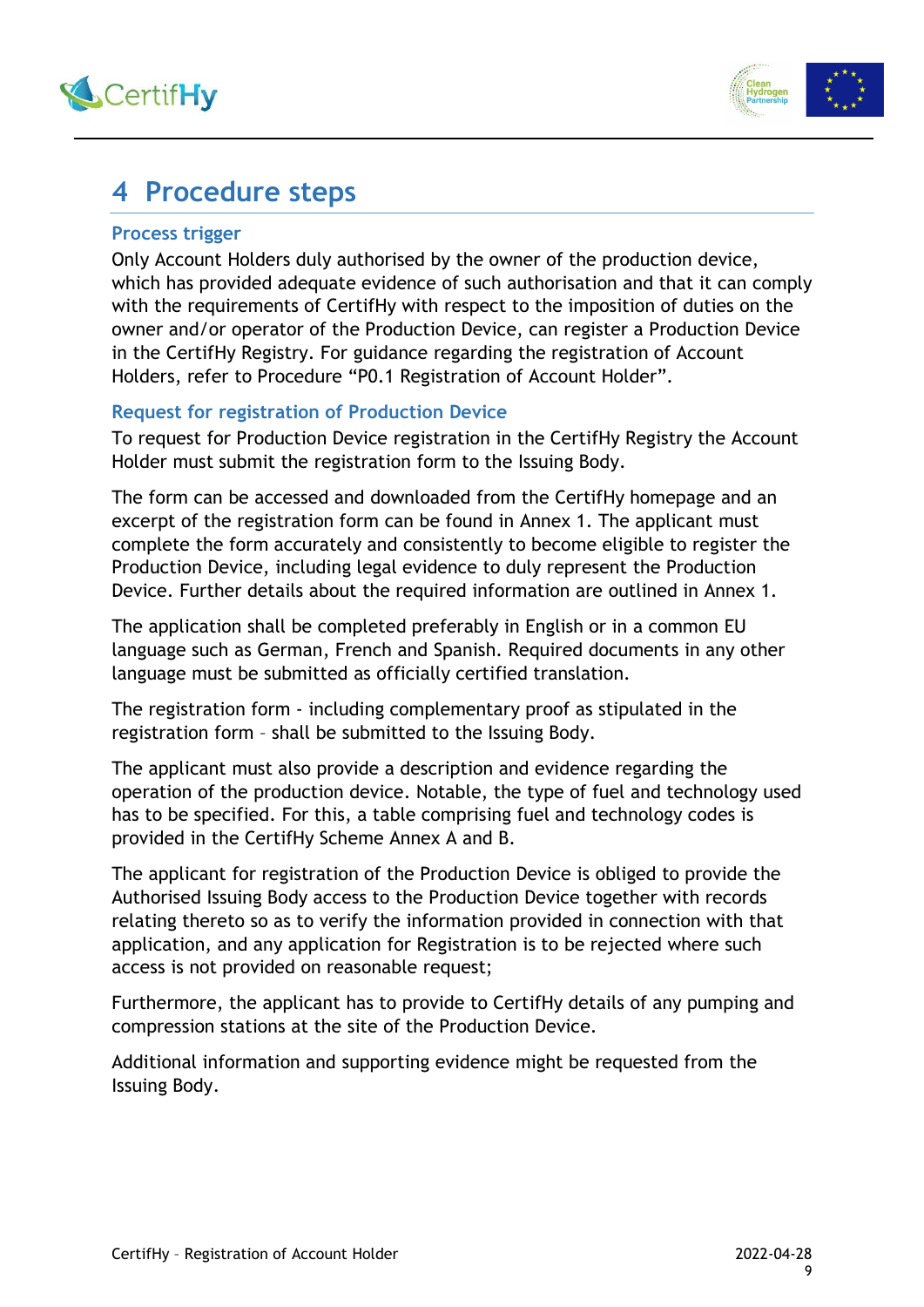# 4 Procedure steps

### Process trigger

Only Account Holders duly authorised by the owner of the production device, which has provided adequate evidence of such authorisation and that it can comply with the requirements of CertifHy with respect to the imposition of duties on the owner and/or operator of the Production Device, can register a Production Device in the CertifHy Registry. For guidance regarding the registration of Account Holders, refer to Procedure "P0.1 Registration of Account Holder".

### Request for registration of Production Device

To request for Production Device registration in the CertifHy Registry the Account Holder must submit the registration form to the Issuing Body.

The form can be accessed and downloaded from the CertifHy homepage and an excerpt of the registration form can be found in Annex 1. The applicant must complete the form accurately and consistently to become eligible to register the Production Device, including legal evidence to duly represent the Production Device. Further details about the required information are outlined in Annex 1.

The application shall be completed preferably in English or in a common EU language such as German, French and Spanish. Required documents in any other language must be submitted as officially certified translation.

The registration form - including complementary proof as stipulated in the registration form – shall be submitted to the Issuing Body.

The applicant must also provide a description and evidence regarding the operation of the production device. Notable, the type of fuel and technology used has to be specified. For this, a table comprising fuel and technology codes is provided in the CertifHy Scheme Annex A and B.

The applicant for registration of the Production Device is obliged to provide the Authorised Issuing Body access to the Production Device together with records relating thereto so as to verify the information provided in connection with that application, and any application for Registration is to be rejected where such access is not provided on reasonable request;

Furthermore, the applicant has to provide to CertifHy details of any pumping and compression stations at the site of the Production Device.

Additional information and supporting evidence might be requested from the Issuing Body.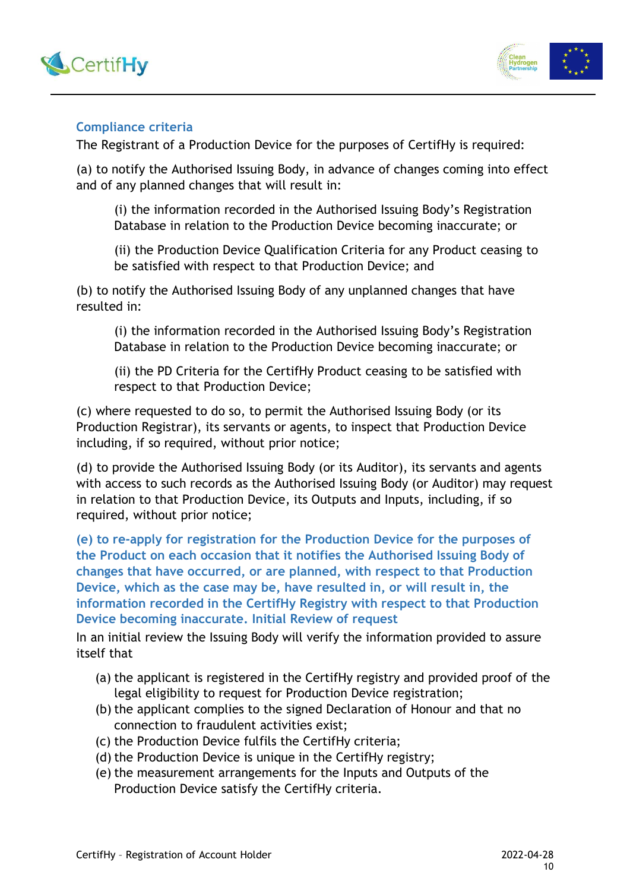### Compliance criteria

The Registrant of a Production Device for the purposes of CertifHy is required:

(a) to notify the Authorised Issuing Body, in advance of changes coming into effect and of any planned changes that will result in:

> (i) the information recorded in the Authorised Issuing Body's Registration Database in relation to the Production Device becoming inaccurate; or
>
> (ii) the Production Device Qualification Criteria for any Product ceasing to be satisfied with respect to that Production Device; and

(b) to notify the Authorised Issuing Body of any unplanned changes that have resulted in:

> (i) the information recorded in the Authorised Issuing Body's Registration Database in relation to the Production Device becoming inaccurate; or
>
> (ii) the PD Criteria for the CertifHy Product ceasing to be satisfied with respect to that Production Device;

(c) where requested to do so, to permit the Authorised Issuing Body (or its Production Registrar), its servants or agents, to inspect that Production Device including, if so required, without prior notice;

(d) to provide the Authorised Issuing Body (or its Auditor), its servants and agents with access to such records as the Authorised Issuing Body (or Auditor) may request in relation to that Production Device, its Outputs and Inputs, including, if so required, without prior notice;

### (e) to re-apply for registration for the Production Device for the purposes of the Product on each occasion that it notifies the Authorised Issuing Body of changes that have occurred, or are planned, with respect to that Production Device, which as the case may be, have resulted in, or will result in, the information recorded in the CertifHy Registry with respect to that Production Device becoming inaccurate. Initial Review of request

In an initial review the Issuing Body will verify the information provided to assure itself that

(a) the applicant is registered in the CertifHy registry and provided proof of the legal eligibility to request for Production Device registration;
(b) the applicant complies to the signed Declaration of Honour and that no connection to fraudulent activities exist;
(c) the Production Device fulfils the CertifHy criteria;
(d) the Production Device is unique in the CertifHy registry;
(e) the measurement arrangements for the Inputs and Outputs of the Production Device satisfy the CertifHy criteria.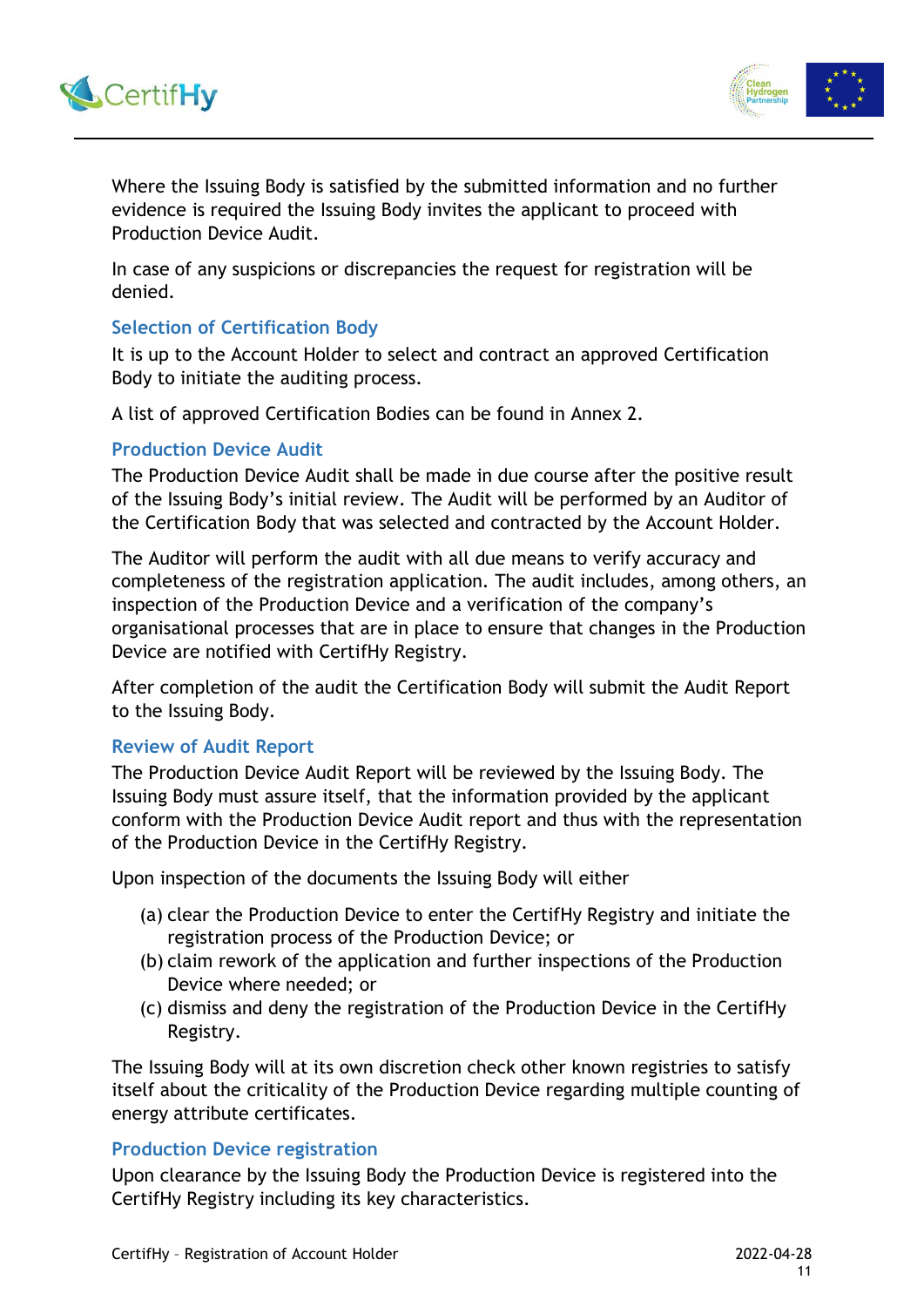Where the Issuing Body is satisfied by the submitted information and no further evidence is required the Issuing Body invites the applicant to proceed with Production Device Audit.

In case of any suspicions or discrepancies the request for registration will be denied.

### Selection of Certification Body

It is up to the Account Holder to select and contract an approved Certification Body to initiate the auditing process.

A list of approved Certification Bodies can be found in Annex 2.

### Production Device Audit

The Production Device Audit shall be made in due course after the positive result of the Issuing Body's initial review. The Audit will be performed by an Auditor of the Certification Body that was selected and contracted by the Account Holder.

The Auditor will perform the audit with all due means to verify accuracy and completeness of the registration application. The audit includes, among others, an inspection of the Production Device and a verification of the company's organisational processes that are in place to ensure that changes in the Production Device are notified with CertifHy Registry.

After completion of the audit the Certification Body will submit the Audit Report to the Issuing Body.

### Review of Audit Report

The Production Device Audit Report will be reviewed by the Issuing Body. The Issuing Body must assure itself, that the information provided by the applicant conform with the Production Device Audit report and thus with the representation of the Production Device in the CertifHy Registry.

Upon inspection of the documents the Issuing Body will either

(a) clear the Production Device to enter the CertifHy Registry and initiate the registration process of the Production Device; or
(b) claim rework of the application and further inspections of the Production Device where needed; or
(c) dismiss and deny the registration of the Production Device in the CertifHy Registry.

The Issuing Body will at its own discretion check other known registries to satisfy itself about the criticality of the Production Device regarding multiple counting of energy attribute certificates.

### Production Device registration

Upon clearance by the Issuing Body the Production Device is registered into the CertifHy Registry including its key characteristics.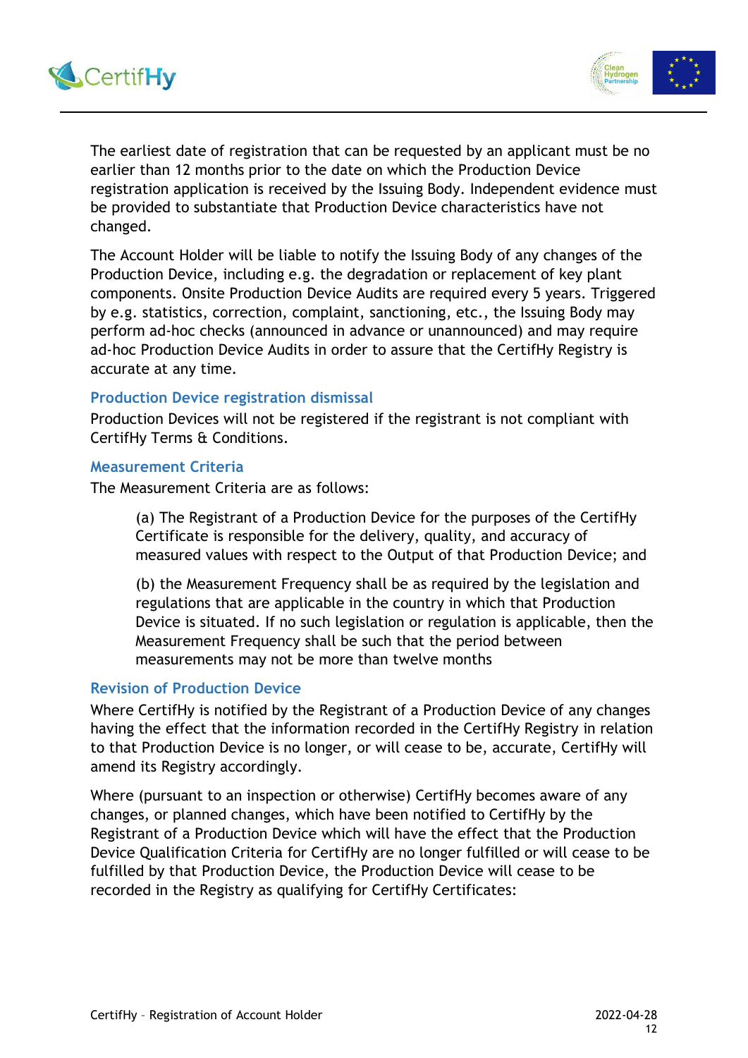The earliest date of registration that can be requested by an applicant must be no earlier than 12 months prior to the date on which the Production Device registration application is received by the Issuing Body. Independent evidence must be provided to substantiate that Production Device characteristics have not changed.

The Account Holder will be liable to notify the Issuing Body of any changes of the Production Device, including e.g. the degradation or replacement of key plant components. Onsite Production Device Audits are required every 5 years. Triggered by e.g. statistics, correction, complaint, sanctioning, etc., the Issuing Body may perform ad-hoc checks (announced in advance or unannounced) and may require ad-hoc Production Device Audits in order to assure that the CertifHy Registry is accurate at any time.

### Production Device registration dismissal

Production Devices will not be registered if the registrant is not compliant with CertifHy Terms & Conditions.

### Measurement Criteria

The Measurement Criteria are as follows:

> (a) The Registrant of a Production Device for the purposes of the CertifHy Certificate is responsible for the delivery, quality, and accuracy of measured values with respect to the Output of that Production Device; and
>
> (b) the Measurement Frequency shall be as required by the legislation and regulations that are applicable in the country in which that Production Device is situated. If no such legislation or regulation is applicable, then the Measurement Frequency shall be such that the period between measurements may not be more than twelve months

### Revision of Production Device

Where CertifHy is notified by the Registrant of a Production Device of any changes having the effect that the information recorded in the CertifHy Registry in relation to that Production Device is no longer, or will cease to be, accurate, CertifHy will amend its Registry accordingly.

Where (pursuant to an inspection or otherwise) CertifHy becomes aware of any changes, or planned changes, which have been notified to CertifHy by the Registrant of a Production Device which will have the effect that the Production Device Qualification Criteria for CertifHy are no longer fulfilled or will cease to be fulfilled by that Production Device, the Production Device will cease to be recorded in the Registry as qualifying for CertifHy Certificates: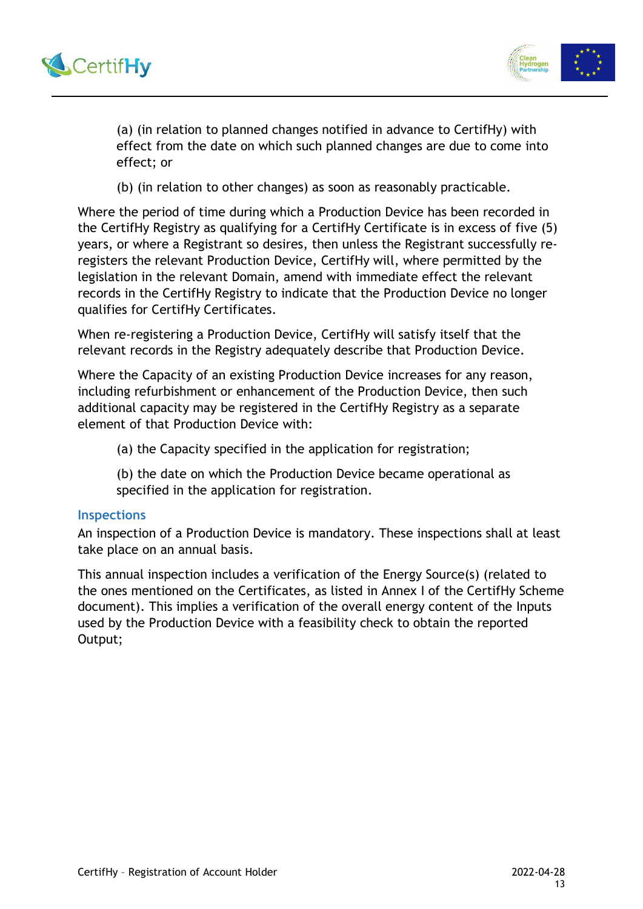(a) (in relation to planned changes notified in advance to CertifHy) with effect from the date on which such planned changes are due to come into effect; or

(b) (in relation to other changes) as soon as reasonably practicable.

Where the period of time during which a Production Device has been recorded in the CertifHy Registry as qualifying for a CertifHy Certificate is in excess of five (5) years, or where a Registrant so desires, then unless the Registrant successfully re-registers the relevant Production Device, CertifHy will, where permitted by the legislation in the relevant Domain, amend with immediate effect the relevant records in the CertifHy Registry to indicate that the Production Device no longer qualifies for CertifHy Certificates.

When re-registering a Production Device, CertifHy will satisfy itself that the relevant records in the Registry adequately describe that Production Device.

Where the Capacity of an existing Production Device increases for any reason, including refurbishment or enhancement of the Production Device, then such additional capacity may be registered in the CertifHy Registry as a separate element of that Production Device with:

(a) the Capacity specified in the application for registration;

(b) the date on which the Production Device became operational as specified in the application for registration.

### Inspections

An inspection of a Production Device is mandatory. These inspections shall at least take place on an annual basis.

This annual inspection includes a verification of the Energy Source(s) (related to the ones mentioned on the Certificates, as listed in Annex I of the CertifHy Scheme document). This implies a verification of the overall energy content of the Inputs used by the Production Device with a feasibility check to obtain the reported Output;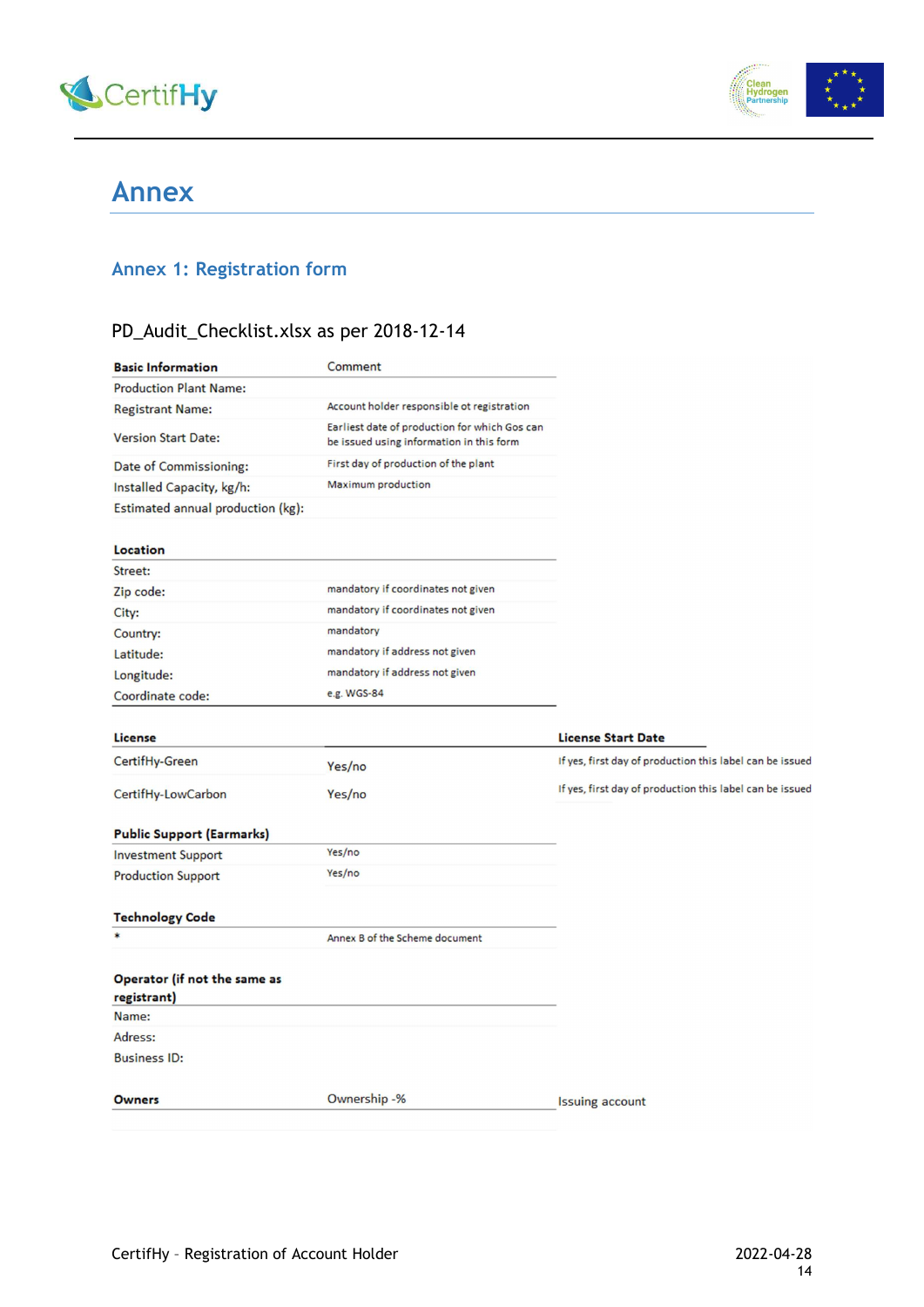# Annex

## Annex 1: Registration form

PD_Audit_Checklist.xlsx as per 2018-12-14

| Basic Information | Comment |
|---|---|
| Production Plant Name: | |
| Registrant Name: | Account holder responsible ot registration |
| Version Start Date: | Earliest date of production for which Gos can be issued using information in this form |
| Date of Commissioning: | First day of production of the plant |
| Installed Capacity, kg/h: | Maximum production |
| Estimated annual production (kg): | |

| Location | |
|---|---|
| Street: | |
| Zip code: | mandatory if coordinates not given |
| City: | mandatory if coordinates not given |
| Country: | mandatory |
| Latitude: | mandatory if address not given |
| Longitude: | mandatory if address not given |
| Coordinate code: | e.g. WGS-84 |

| License | | License Start Date |
|---|---|---|
| CertifHy-Green | Yes/no | If yes, first day of production this label can be issued |
| CertifHy-LowCarbon | Yes/no | If yes, first day of production this label can be issued |

| Public Support (Earmarks) | |
|---|---|
| Investment Support | Yes/no |
| Production Support | Yes/no |

| Technology Code | |
|---|---|
| * | Annex B of the Scheme document |

| Operator (if not the same as registrant) | |
|---|---|
| Name: | |
| Adress: | |
| Business ID: | |

| Owners | Ownership -% | Issuing account |
|---|---|---|
| | | |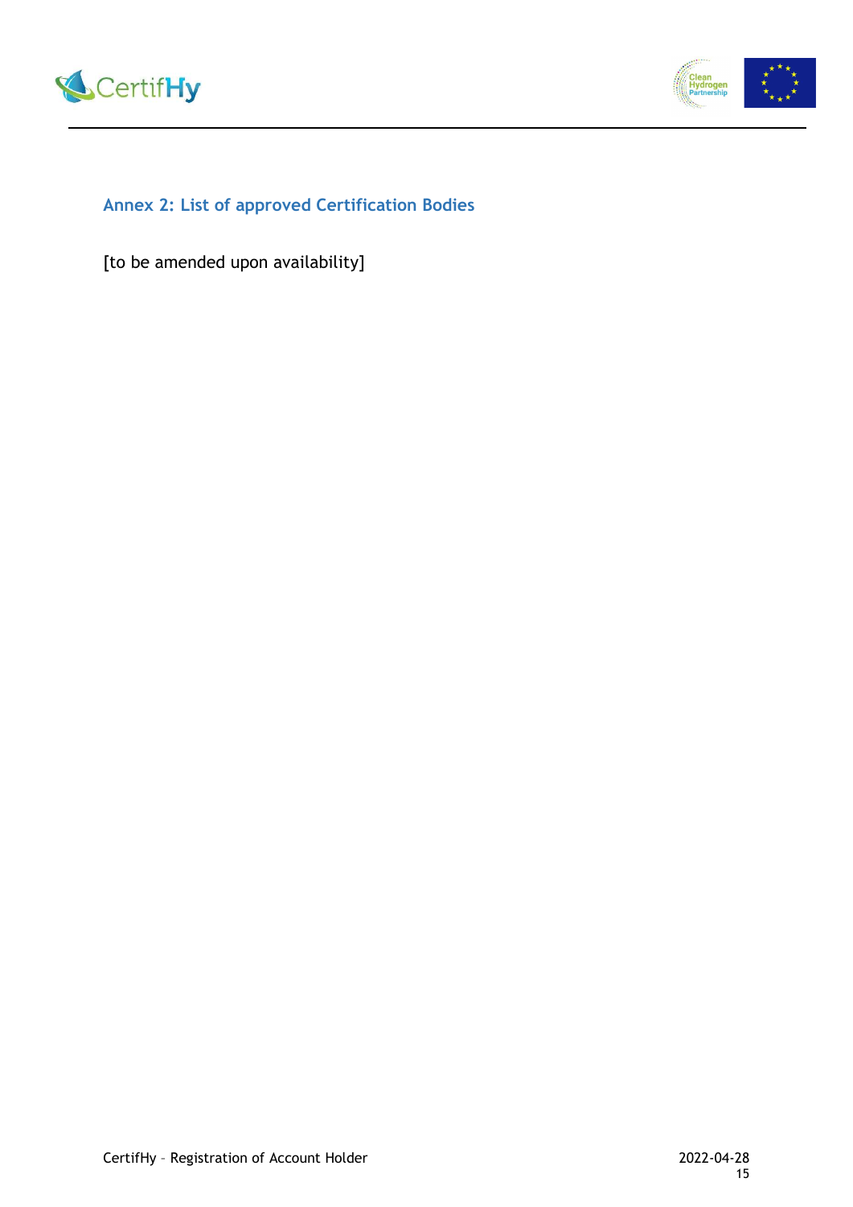## Annex 2: List of approved Certification Bodies

[to be amended upon availability]